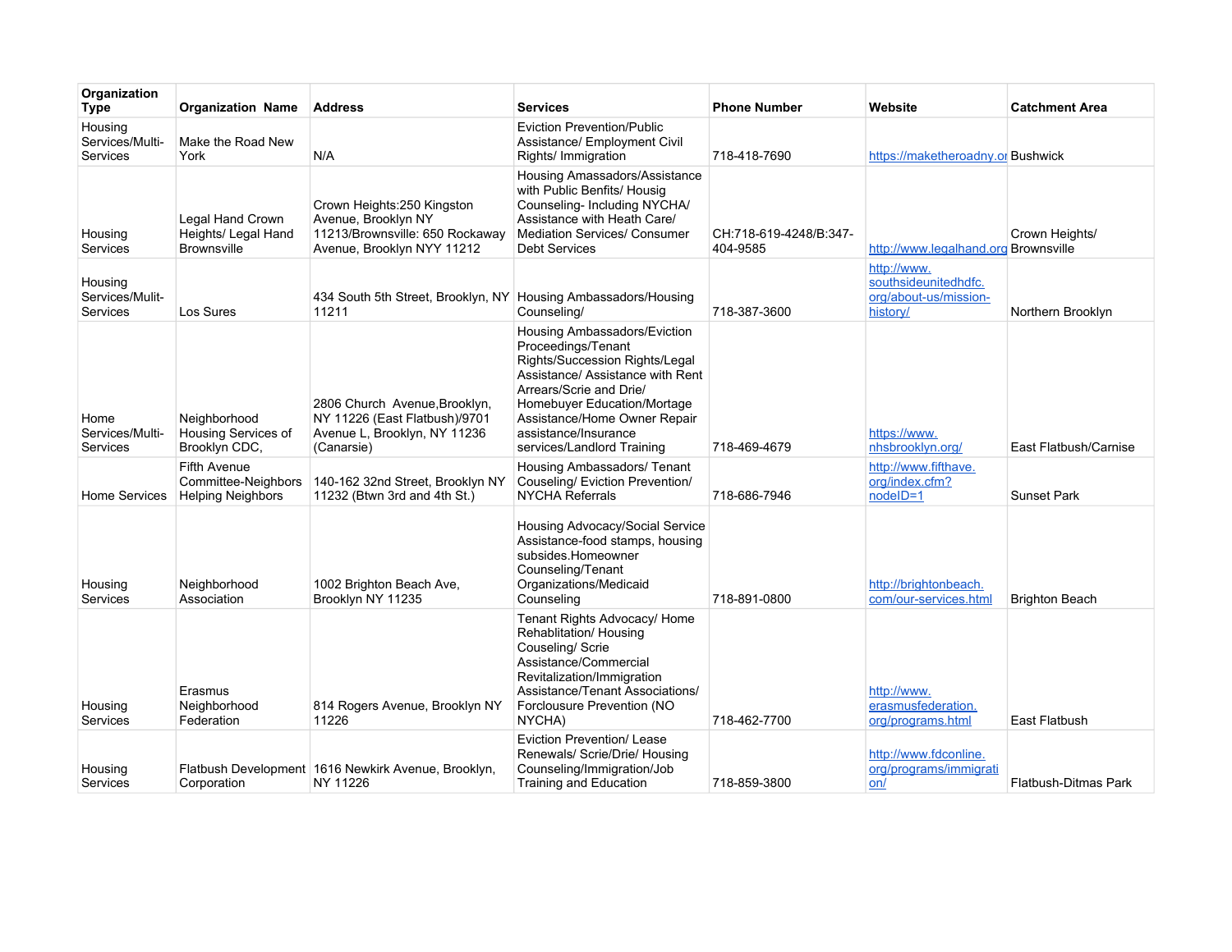| Organization Type | Organization Name | Address | Services | Phone Number | Website | Catchment Area |
|---|---|---|---|---|---|---|
| Housing Services/Multi-Services | Make the Road New York | N/A | Eviction Prevention/Public Assistance/ Employment Civil Rights/ Immigration | 718-418-7690 | https://maketheroadny.or | Bushwick |
| Housing Services | Legal Hand Crown Heights/ Legal Hand Brownsville | Crown Heights:250 Kingston Avenue, Brooklyn NY 11213/Brownsville: 650 Rockaway Avenue, Brooklyn NYY 11212 | Housing Amassadors/Assistance with Public Benfits/ Housig Counseling- Including NYCHA/ Assistance with Heath Care/ Mediation Services/ Consumer Debt Services | CH:718-619-4248/B:347-404-9585 | http://www.legalhand.org | Crown Heights/ Brownsville |
| Housing Services/Mulit-Services | Los Sures | 434 South 5th Street, Brooklyn, NY 11211 | Housing Ambassadors/Housing Counseling/ | 718-387-3600 | http://www.southsideunitedhdfc.org/about-us/mission-history/ | Northern Brooklyn |
| Home Services/Multi-Services | Neighborhood Housing Services of Brooklyn CDC, | 2806 Church Avenue,Brooklyn, NY 11226 (East Flatbush)/9701 Avenue L, Brooklyn, NY 11236 (Canarsie) | Housing Ambassadors/Eviction Proceedings/Tenant Rights/Succession Rights/Legal Assistance/ Assistance with Rent Arrears/Scrie and Drie/ Homebuyer Education/Mortage Assistance/Home Owner Repair assistance/Insurance services/Landlord Training | 718-469-4679 | https://www.nhsbrooklyn.org/ | East Flatbush/Carnise |
| Home Services | Fifth Avenue Committee-Neighbors Helping Neighbors | 140-162 32nd Street, Brooklyn NY 11232 (Btwn 3rd and 4th St.) | Housing Ambassadors/ Tenant Couseling/ Eviction Prevention/ NYCHA Referrals | 718-686-7946 | http://www.fifthave.org/index.cfm?nodeID=1 | Sunset Park |
| Housing Services | Neighborhood Association | 1002 Brighton Beach Ave, Brooklyn NY 11235 | Housing Advocacy/Social Service Assistance-food stamps, housing subsides.Homeowner Counseling/Tenant Organizations/Medicaid Counseling | 718-891-0800 | http://brightonbeach.com/our-services.html | Brighton Beach |
| Housing Services | Erasmus Neighborhood Federation | 814 Rogers Avenue, Brooklyn NY 11226 | Tenant Rights Advocacy/ Home Rehablitation/ Housing Couseling/ Scrie Assistance/Commercial Revitalization/Immigration Assistance/Tenant Associations/ Forclousure Prevention (NO NYCHA) | 718-462-7700 | http://www.erasmusfederation.org/programs.html | East Flatbush |
| Housing Services | Flatbush Development Corporation | 1616 Newkirk Avenue, Brooklyn, NY 11226 | Eviction Prevention/ Lease Renewals/ Scrie/Drie/ Housing Counseling/Immigration/Job Training and Education | 718-859-3800 | http://www.fdconline.org/programs/immigration/ | Flatbush-Ditmas Park |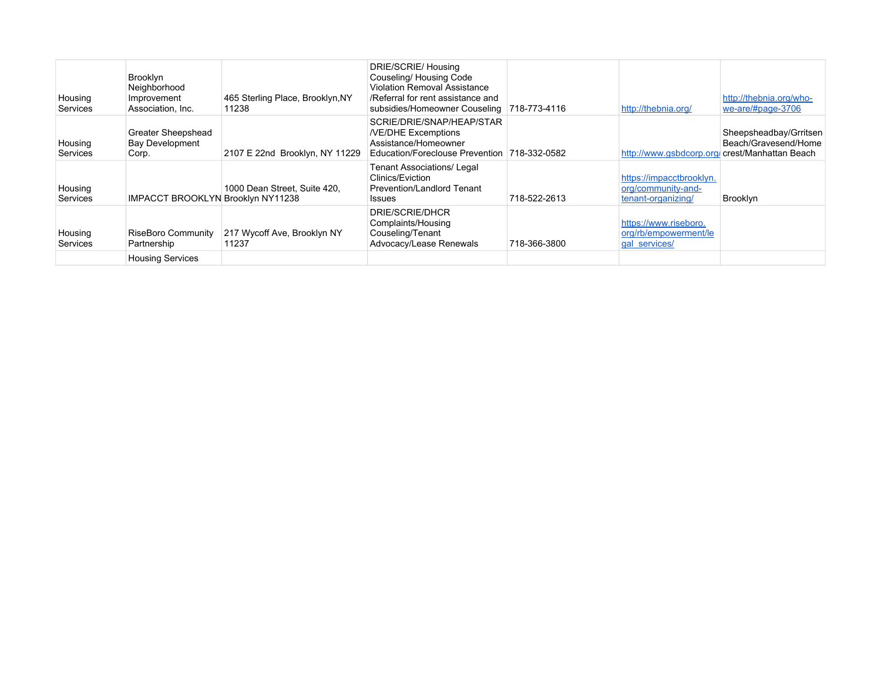| | | | | | | |
|---|---|---|---|---|---|---|
| Housing Services | Brooklyn Neighborhood Improvement Association, Inc. | 465 Sterling Place, Brooklyn,NY 11238 | DRIE/SCRIE/ Housing Couseling/ Housing Code Violation Removal Assistance /Referral for rent assistance and subsidies/Homeowner Couseling | 718-773-4116 | http://thebnia.org/ | http://thebnia.org/who-we-are/#page-3706 |
| Housing Services | Greater Sheepshead Bay Development Corp. | 2107 E 22nd Brooklyn, NY 11229 | SCRIE/DRIE/SNAP/HEAP/STAR /VE/DHE Excemptions Assistance/Homeowner Education/Foreclouse Prevention | 718-332-0582 | http://www.gsbdcorp.org/ | Sheepsheadbay/Grritsen Beach/Gravesend/Homecrest/Manhattan Beach |
| Housing Services | IMPACCT BROOKLYN | 1000 Dean Street, Suite 420, Brooklyn NY11238 | Tenant Associations/ Legal Clinics/Eviction Prevention/Landlord Tenant Issues | 718-522-2613 | https://impacctbrooklyn.org/community-and-tenant-organizing/ | Brooklyn |
| Housing Services | RiseBoro Community Partnership | 217 Wycoff Ave, Brooklyn NY 11237 | DRIE/SCRIE/DHCR Complaints/Housing Couseling/Tenant Advocacy/Lease Renewals | 718-366-3800 | https://www.riseboro.org/rb/empowerment/legal_services/ | |
| | Housing Services | | | | | |